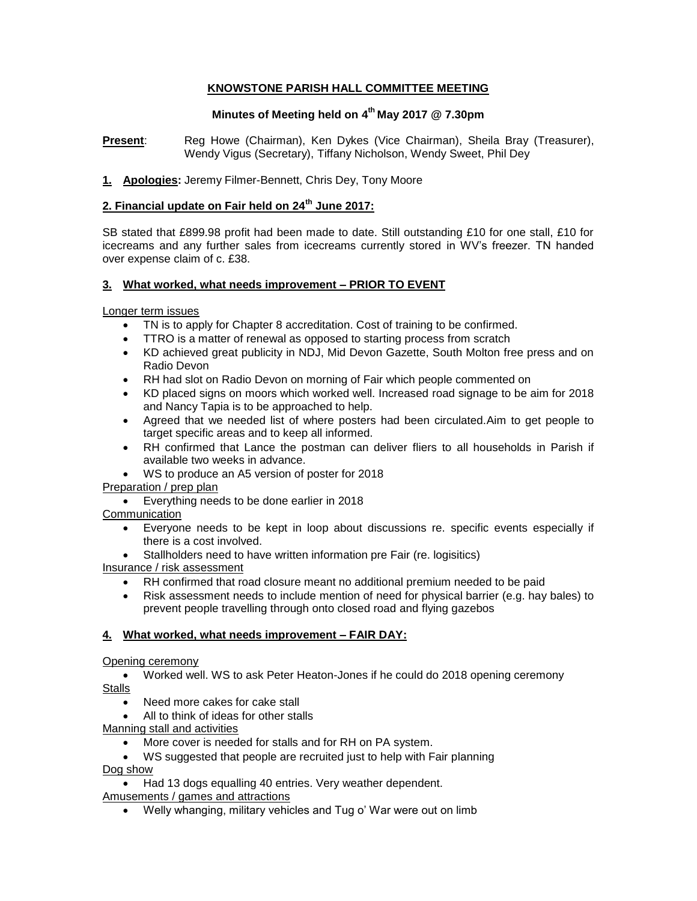**KNOWSTONE PARISH HALL COMMITTEE MEETING**

**Minutes of Meeting held on 4th May 2017 @ 7.30pm**

**Present**: Reg Howe (Chairman), Ken Dykes (Vice Chairman), Sheila Bray (Treasurer), Wendy Vigus (Secretary), Tiffany Nicholson, Wendy Sweet, Phil Dey

**1. Apologies:** Jeremy Filmer-Bennett, Chris Dey, Tony Moore

**2. Financial update on Fair held on 24th June 2017:**

SB stated that £899.98 profit had been made to date. Still outstanding £10 for one stall, £10 for icecreams and any further sales from icecreams currently stored in WV's freezer. TN handed over expense claim of c. £38.

**3. What worked, what needs improvement – PRIOR TO EVENT**

Longer term issues

- TN is to apply for Chapter 8 accreditation. Cost of training to be confirmed.
- TTRO is a matter of renewal as opposed to starting process from scratch
- KD achieved great publicity in NDJ, Mid Devon Gazette, South Molton free press and on Radio Devon
- RH had slot on Radio Devon on morning of Fair which people commented on
- KD placed signs on moors which worked well. Increased road signage to be aim for 2018 and Nancy Tapia is to be approached to help.
- Agreed that we needed list of where posters had been circulated.Aim to get people to target specific areas and to keep all informed.
- RH confirmed that Lance the postman can deliver fliers to all households in Parish if available two weeks in advance.
- WS to produce an A5 version of poster for 2018

Preparation / prep plan

- Everything needs to be done earlier in 2018

Communication

- Everyone needs to be kept in loop about discussions re. specific events especially if there is a cost involved.
- Stallholders need to have written information pre Fair (re. logisitics)

Insurance / risk assessment

- RH confirmed that road closure meant no additional premium needed to be paid
- Risk assessment needs to include mention of need for physical barrier (e.g. hay bales) to prevent people travelling through onto closed road and flying gazebos

**4. What worked, what needs improvement – FAIR DAY:**

Opening ceremony

- Worked well. WS to ask Peter Heaton-Jones if he could do 2018 opening ceremony

Stalls

- Need more cakes for cake stall
- All to think of ideas for other stalls

Manning stall and activities

- More cover is needed for stalls and for RH on PA system.
- WS suggested that people are recruited just to help with Fair planning

Dog show

- Had 13 dogs equalling 40 entries. Very weather dependent.

Amusements / games and attractions

- Welly whanging, military vehicles and Tug o' War were out on limb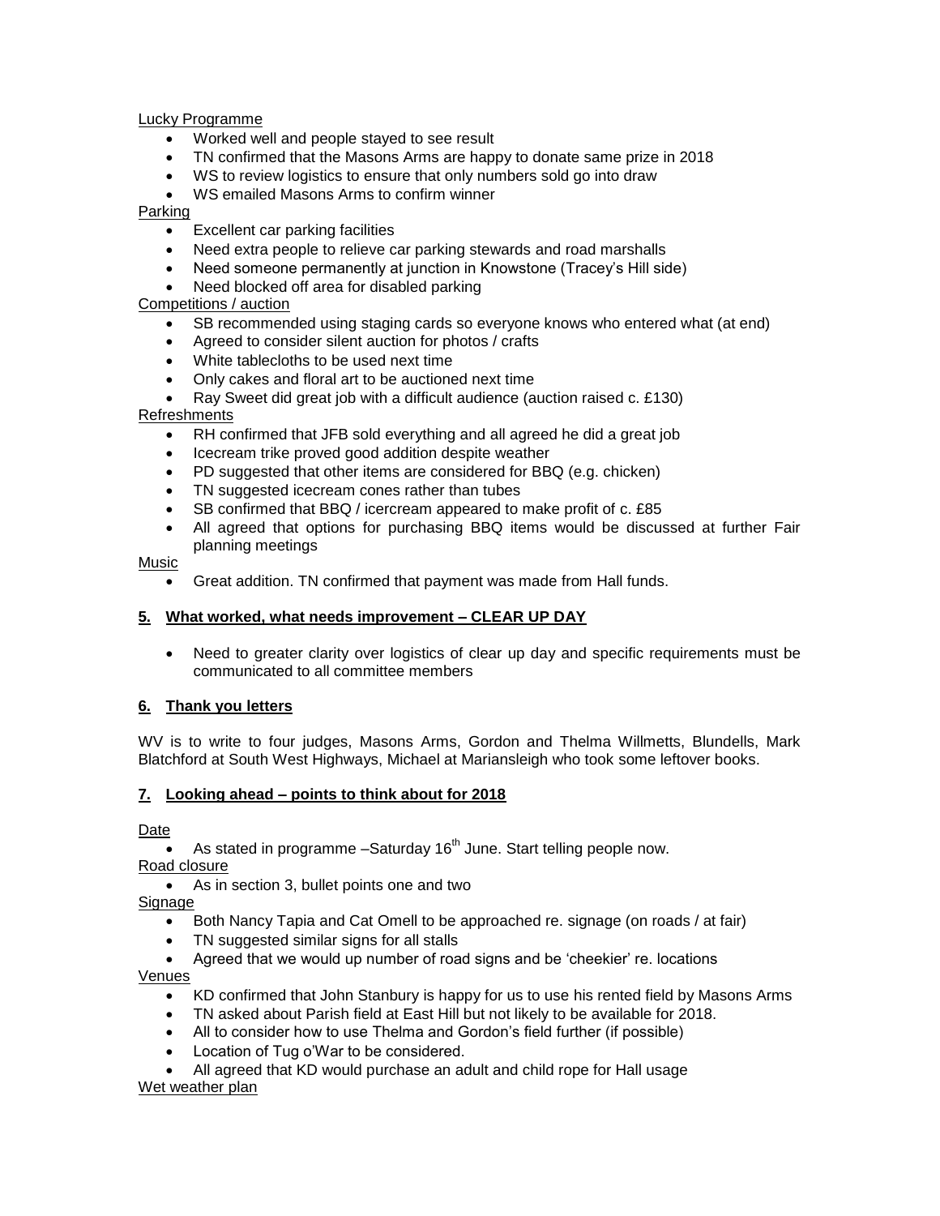Lucky Programme

- Worked well and people stayed to see result
- TN confirmed that the Masons Arms are happy to donate same prize in 2018
- WS to review logistics to ensure that only numbers sold go into draw
- WS emailed Masons Arms to confirm winner

Parking

- Excellent car parking facilities
- Need extra people to relieve car parking stewards and road marshalls
- Need someone permanently at junction in Knowstone (Tracey's Hill side)
- Need blocked off area for disabled parking

Competitions / auction

- SB recommended using staging cards so everyone knows who entered what (at end)
- Agreed to consider silent auction for photos / crafts
- White tablecloths to be used next time
- Only cakes and floral art to be auctioned next time
- Ray Sweet did great job with a difficult audience (auction raised c. £130)

Refreshments

- RH confirmed that JFB sold everything and all agreed he did a great job
- Icecream trike proved good addition despite weather
- PD suggested that other items are considered for BBQ (e.g. chicken)
- TN suggested icecream cones rather than tubes
- SB confirmed that BBQ / icercream appeared to make profit of c. £85
- All agreed that options for purchasing BBQ items would be discussed at further Fair planning meetings

Music

- Great addition. TN confirmed that payment was made from Hall funds.

## 5. What worked, what needs improvement – CLEAR UP DAY

- Need to greater clarity over logistics of clear up day and specific requirements must be communicated to all committee members

## 6. Thank you letters

WV is to write to four judges, Masons Arms, Gordon and Thelma Willmetts, Blundells, Mark Blatchford at South West Highways, Michael at Mariansleigh who took some leftover books.

## 7. Looking ahead – points to think about for 2018

Date

- As stated in programme –Saturday 16th June. Start telling people now.

Road closure

- As in section 3, bullet points one and two

Signage

- Both Nancy Tapia and Cat Omell to be approached re. signage (on roads / at fair)
- TN suggested similar signs for all stalls
- Agreed that we would up number of road signs and be 'cheekier' re. locations

Venues

- KD confirmed that John Stanbury is happy for us to use his rented field by Masons Arms
- TN asked about Parish field at East Hill but not likely to be available for 2018.
- All to consider how to use Thelma and Gordon's field further (if possible)
- Location of Tug o'War to be considered.
- All agreed that KD would purchase an adult and child rope for Hall usage

Wet weather plan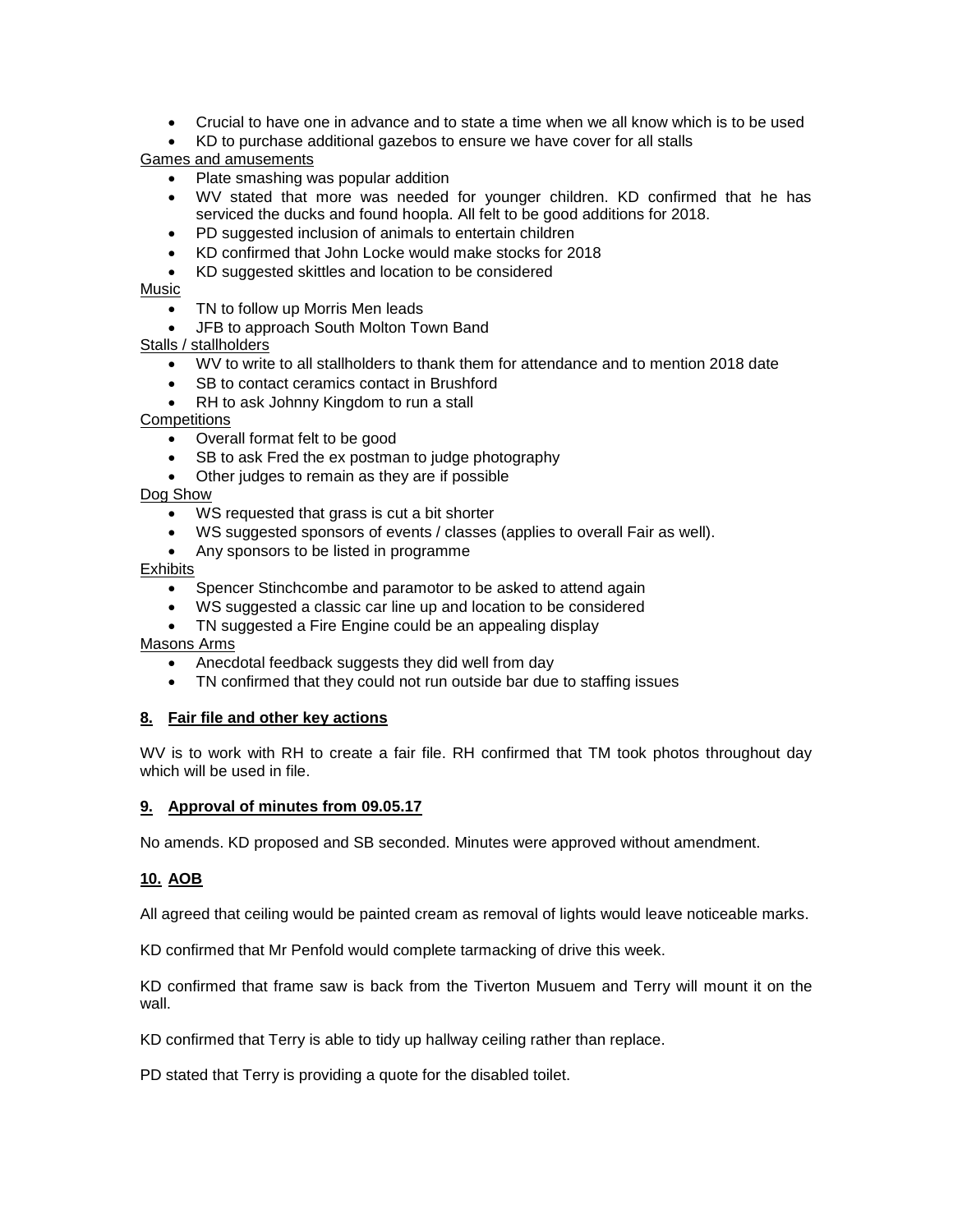- Crucial to have one in advance and to state a time when we all know which is to be used
- KD to purchase additional gazebos to ensure we have cover for all stalls

Games and amusements

- Plate smashing was popular addition
- WV stated that more was needed for younger children. KD confirmed that he has serviced the ducks and found hoopla. All felt to be good additions for 2018.
- PD suggested inclusion of animals to entertain children
- KD confirmed that John Locke would make stocks for 2018
- KD suggested skittles and location to be considered

Music

- TN to follow up Morris Men leads
- JFB to approach South Molton Town Band

Stalls / stallholders

- WV to write to all stallholders to thank them for attendance and to mention 2018 date
- SB to contact ceramics contact in Brushford
- RH to ask Johnny Kingdom to run a stall

Competitions

- Overall format felt to be good
- SB to ask Fred the ex postman to judge photography
- Other judges to remain as they are if possible

Dog Show

- WS requested that grass is cut a bit shorter
- WS suggested sponsors of events / classes (applies to overall Fair as well).
- Any sponsors to be listed in programme

Exhibits

- Spencer Stinchcombe and paramotor to be asked to attend again
- WS suggested a classic car line up and location to be considered
- TN suggested a Fire Engine could be an appealing display

Masons Arms

- Anecdotal feedback suggests they did well from day
- TN confirmed that they could not run outside bar due to staffing issues

## 8. Fair file and other key actions

WV is to work with RH to create a fair file. RH confirmed that TM took photos throughout day which will be used in file.

## 9. Approval of minutes from 09.05.17

No amends. KD proposed and SB seconded. Minutes were approved without amendment.

## 10. AOB

All agreed that ceiling would be painted cream as removal of lights would leave noticeable marks.

KD confirmed that Mr Penfold would complete tarmacking of drive this week.

KD confirmed that frame saw is back from the Tiverton Musuem and Terry will mount it on the wall.

KD confirmed that Terry is able to tidy up hallway ceiling rather than replace.

PD stated that Terry is providing a quote for the disabled toilet.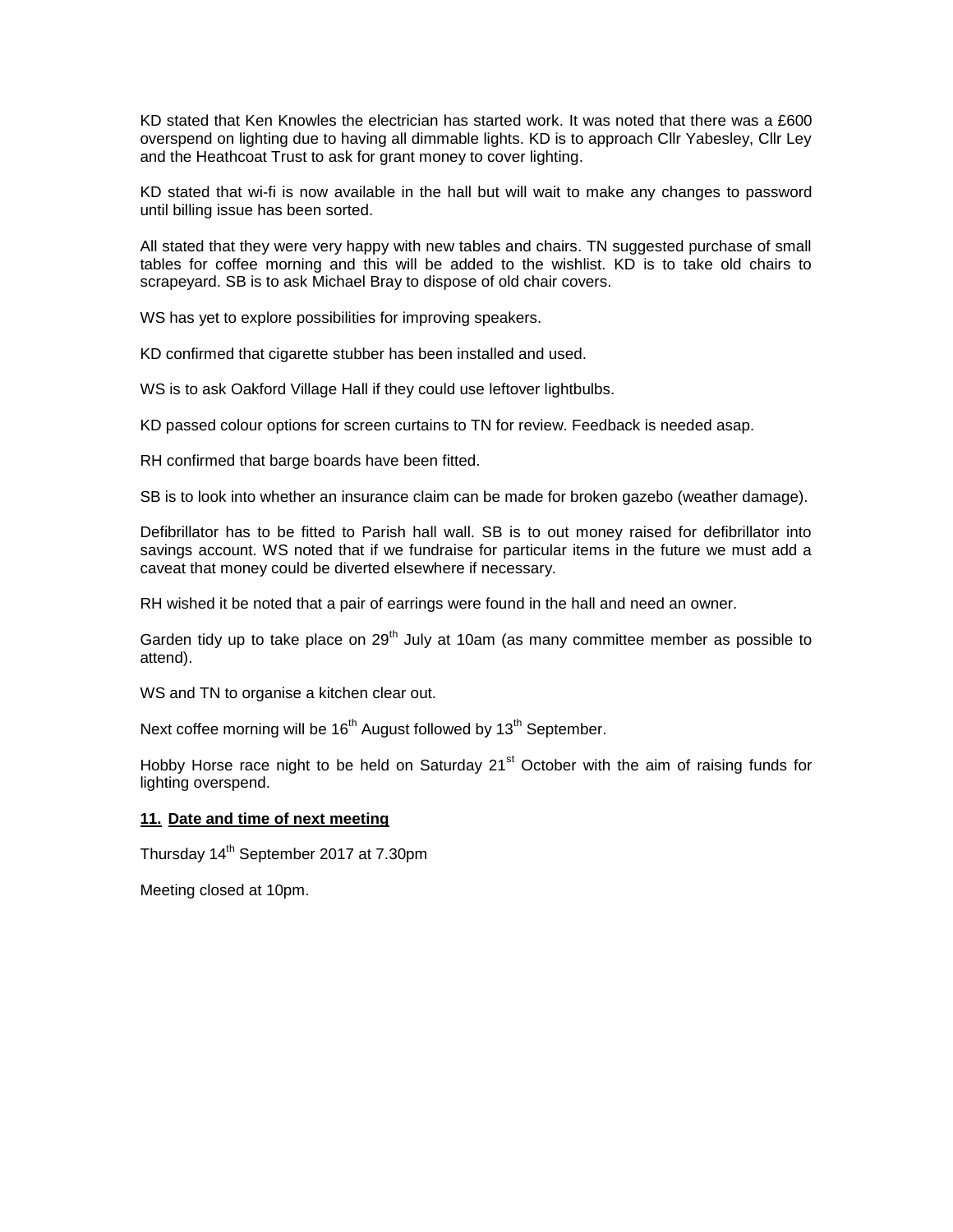KD stated that Ken Knowles the electrician has started work. It was noted that there was a £600 overspend on lighting due to having all dimmable lights. KD is to approach Cllr Yabesley, Cllr Ley and the Heathcoat Trust to ask for grant money to cover lighting.

KD stated that wi-fi is now available in the hall but will wait to make any changes to password until billing issue has been sorted.

All stated that they were very happy with new tables and chairs. TN suggested purchase of small tables for coffee morning and this will be added to the wishlist. KD is to take old chairs to scrapeyard. SB is to ask Michael Bray to dispose of old chair covers.

WS has yet to explore possibilities for improving speakers.

KD confirmed that cigarette stubber has been installed and used.

WS is to ask Oakford Village Hall if they could use leftover lightbulbs.

KD passed colour options for screen curtains to TN for review. Feedback is needed asap.

RH confirmed that barge boards have been fitted.

SB is to look into whether an insurance claim can be made for broken gazebo (weather damage).

Defibrillator has to be fitted to Parish hall wall. SB is to out money raised for defibrillator into savings account. WS noted that if we fundraise for particular items in the future we must add a caveat that money could be diverted elsewhere if necessary.

RH wished it be noted that a pair of earrings were found in the hall and need an owner.

Garden tidy up to take place on 29th July at 10am (as many committee member as possible to attend).

WS and TN to organise a kitchen clear out.

Next coffee morning will be 16th August followed by 13th September.

Hobby Horse race night to be held on Saturday 21st October with the aim of raising funds for lighting overspend.

**11. Date and time of next meeting**

Thursday 14th September 2017 at 7.30pm

Meeting closed at 10pm.